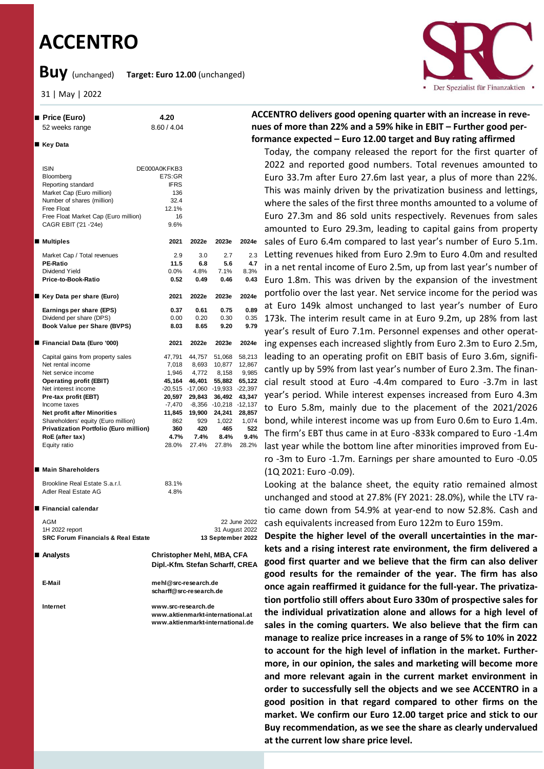# ACCENTRO

**Buy** (unchanged) **Target: Euro 12.00** (unchanged)

31 | May | 2022

| ■ Price (Euro) | 4.20 |
|---|---|
| 52 weeks range | 8.60 / 4.04 |

**■ Key Data**

| | |
|---|---|
| ISIN | DE000A0KFKB3 |
| Bloomberg | E7S:GR |
| Reporting standard | IFRS |
| Market Cap (Euro million) | 136 |
| Number of shares (million) | 32.4 |
| Free Float | 12.1% |
| Free Float Market Cap (Euro million) | 16 |
| CAGR EBIT ('21 -'24e) | 9.6% |

| ■ Multiples | 2021 | 2022e | 2023e | 2024e |
|---|---|---|---|---|
| Market Cap / Total revenues | 2.9 | 3.0 | 2.7 | 2.3 |
| **PE-Ratio** | **11.5** | **6.8** | **5.6** | **4.7** |
| Dividend Yield | 0.0% | 4.8% | 7.1% | 8.3% |
| **Price-to-Book-Ratio** | **0.52** | **0.49** | **0.46** | **0.43** |

| ■ Key Data per share (Euro) | 2021 | 2022e | 2023e | 2024e |
|---|---|---|---|---|
| **Earnings per share (EPS)** | **0.37** | **0.61** | **0.75** | **0.89** |
| Dividend per share (DPS) | 0.00 | 0.20 | 0.30 | 0.35 |
| **Book Value per Share (BVPS)** | **8.03** | **8.65** | **9.20** | **9.79** |

| ■ Financial Data (Euro '000) | 2021 | 2022e | 2023e | 2024e |
|---|---|---|---|---|
| Capital gains from property sales | 47,791 | 44,757 | 51,068 | 58,213 |
| Net rental income | 7,018 | 8,693 | 10,877 | 12,867 |
| Net service income | 1,946 | 4,772 | 8,158 | 9,985 |
| **Operating profit (EBIT)** | **45,164** | **46,401** | **55,882** | **65,122** |
| Net interest income | -20,515 | -17,060 | -19,933 | -22,397 |
| **Pre-tax profit (EBT)** | **20,597** | **29,843** | **36,492** | **43,347** |
| Income taxes | -7,470 | -8,356 | -10,218 | -12,137 |
| **Net profit after Minorities** | **11,845** | **19,900** | **24,241** | **28,857** |
| Shareholders' equity (Euro million) | 862 | 929 | 1,022 | 1,074 |
| **Privatization Portfolio (Euro million)** | **360** | **420** | **465** | **522** |
| **RoE (after tax)** | **4.7%** | **7.4%** | **8.4%** | **9.4%** |
| Equity ratio | 28.0% | 27.4% | 27.8% | 28.2% |

**■ Main Shareholders**

| | |
|---|---|
| Brookline Real Estate S.a.r.l. | 83.1% |
| Adler Real Estate AG | 4.8% |

**■ Financial calendar**

| | |
|---|---|
| AGM | 22 June 2022 |
| 1H 2022 report | 31 August 2022 |
| **SRC Forum Financials & Real Estate** | **13 September 2022** |

**■ Analysts**

**Christopher Mehl, MBA, CFA**
**Dipl.-Kfm. Stefan Scharff, CREA**

**E-Mail**
mehl@src-research.de
scharff@src-research.de

**Internet**
www.src-research.de
www.aktienmarkt-international.at
www.aktienmarkt-international.de

**ACCENTRO delivers good opening quarter with an increase in revenues of more than 22% and a 59% hike in EBIT – Further good performance expected – Euro 12.00 target and Buy rating affirmed**

Today, the company released the report for the first quarter of 2022 and reported good numbers. Total revenues amounted to Euro 33.7m after Euro 27.6m last year, a plus of more than 22%. This was mainly driven by the privatization business and lettings, where the sales of the first three months amounted to a volume of Euro 27.3m and 86 sold units respectively. Revenues from sales amounted to Euro 29.3m, leading to capital gains from property sales of Euro 6.4m compared to last year's number of Euro 5.1m. Letting revenues hiked from Euro 2.9m to Euro 4.0m and resulted in a net rental income of Euro 2.5m, up from last year's number of Euro 1.8m. This was driven by the expansion of the investment portfolio over the last year. Net service income for the period was at Euro 149k almost unchanged to last year's number of Euro 173k. The interim result came in at Euro 9.2m, up 28% from last year's result of Euro 7.1m. Personnel expenses and other operating expenses each increased slightly from Euro 2.3m to Euro 2.5m, leading to an operating profit on EBIT basis of Euro 3.6m, significantly up by 59% from last year's number of Euro 2.3m. The financial result stood at Euro -4.4m compared to Euro -3.7m in last year's period. While interest expenses increased from Euro 4.3m to Euro 5.8m, mainly due to the placement of the 2021/2026 bond, while interest income was up from Euro 0.6m to Euro 1.4m. The firm's EBT thus came in at Euro -833k compared to Euro -1.4m last year while the bottom line after minorities improved from Euro -3m to Euro -1.7m. Earnings per share amounted to Euro -0.05 (1Q 2021: Euro -0.09).

Looking at the balance sheet, the equity ratio remained almost unchanged and stood at 27.8% (FY 2021: 28.0%), while the LTV ratio came down from 54.9% at year-end to now 52.8%. Cash and cash equivalents increased from Euro 122m to Euro 159m.

**Despite the higher level of the overall uncertainties in the markets and a rising interest rate environment, the firm delivered a good first quarter and we believe that the firm can also deliver good results for the remainder of the year. The firm has also once again reaffirmed it guidance for the full-year. The privatization portfolio still offers about Euro 330m of prospective sales for the individual privatization alone and allows for a high level of sales in the coming quarters. We also believe that the firm can manage to realize price increases in a range of 5% to 10% in 2022 to account for the high level of inflation in the market. Furthermore, in our opinion, the sales and marketing will become more and more relevant again in the current market environment in order to successfully sell the objects and we see ACCENTRO in a good position in that regard compared to other firms on the market. We confirm our Euro 12.00 target price and stick to our Buy recommendation, as we see the share as clearly undervalued at the current low share price level.**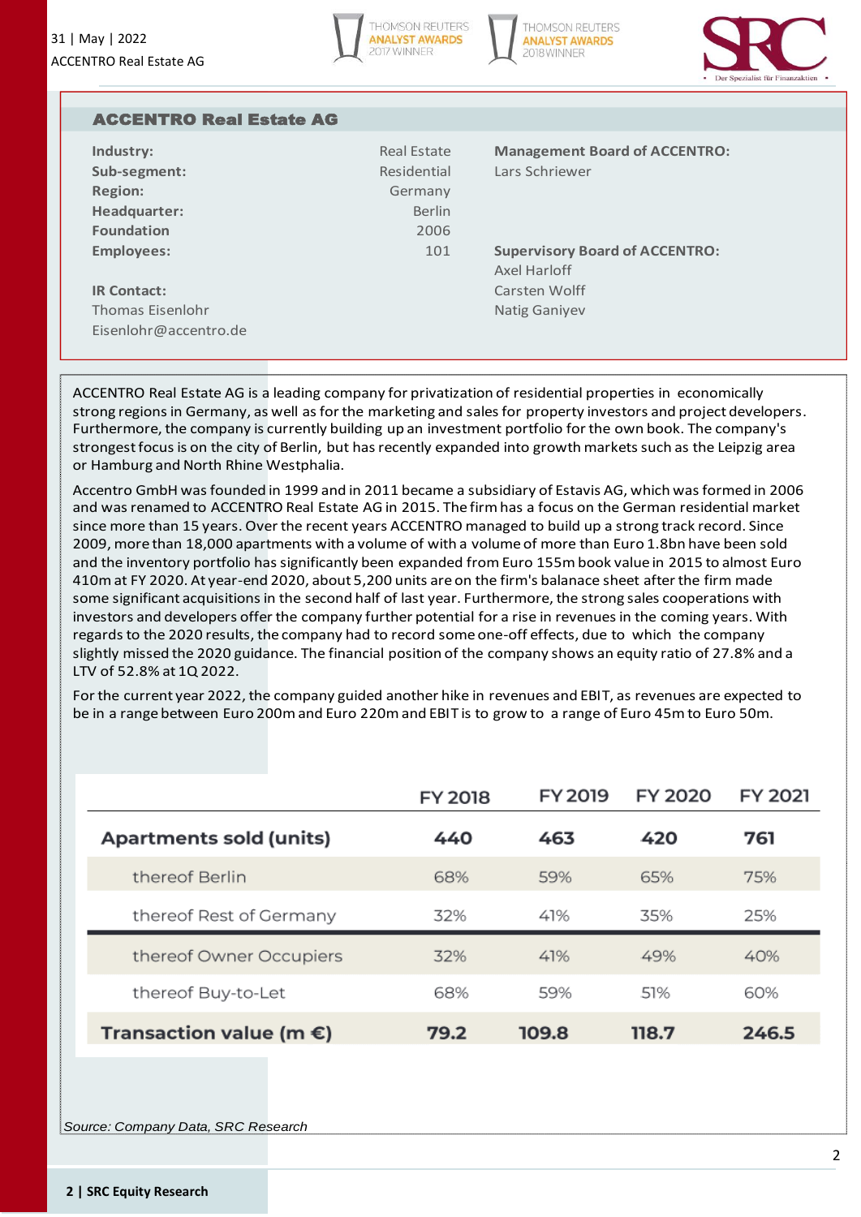## ACCENTRO Real Estate AG

| | | | |
|---|---|---|---|
| **Industry:** | Real Estate | **Management Board of ACCENTRO:** | |
| **Sub-segment:** | Residential | Lars Schriewer | |
| **Region:** | Germany | | |
| **Headquarter:** | Berlin | | |
| **Foundation** | 2006 | | |
| **Employees:** | 101 | **Supervisory Board of ACCENTRO:** | |
| | | Axel Harloff | |
| **IR Contact:** | | Carsten Wolff | |
| Thomas Eisenlohr | | Natig Ganiyev | |
| Eisenlohr@accentro.de | | | |

ACCENTRO Real Estate AG is a leading company for privatization of residential properties in economically strong regions in Germany, as well as for the marketing and sales for property investors and project developers. Furthermore, the company is currently building up an investment portfolio for the own book. The company's strongest focus is on the city of Berlin, but has recently expanded into growth markets such as the Leipzig area or Hamburg and North Rhine Westphalia.

Accentro GmbH was founded in 1999 and in 2011 became a subsidiary of Estavis AG, which was formed in 2006 and was renamed to ACCENTRO Real Estate AG in 2015. The firm has a focus on the German residential market since more than 15 years. Over the recent years ACCENTRO managed to build up a strong track record. Since 2009, more than 18,000 apartments with a volume of with a volume of more than Euro 1.8bn have been sold and the inventory portfolio has significantly been expanded from Euro 155m book value in 2015 to almost Euro 410m at FY 2020. At year-end 2020, about 5,200 units are on the firm's balanace sheet after the firm made some significant acquisitions in the second half of last year. Furthermore, the strong sales cooperations with investors and developers offer the company further potential for a rise in revenues in the coming years. With regards to the 2020 results, the company had to record some one-off effects, due to which the company slightly missed the 2020 guidance. The financial position of the company shows an equity ratio of 27.8% and a LTV of 52.8% at 1Q 2022.

For the current year 2022, the company guided another hike in revenues and EBIT, as revenues are expected to be in a range between Euro 200m and Euro 220m and EBIT is to grow to a range of Euro 45m to Euro 50m.

| | FY 2018 | FY 2019 | FY 2020 | FY 2021 |
|---|---|---|---|---|
| **Apartments sold (units)** | **440** | **463** | **420** | **761** |
| thereof Berlin | 68% | 59% | 65% | 75% |
| thereof Rest of Germany | 32% | 41% | 35% | 25% |
| thereof Owner Occupiers | 32% | 41% | 49% | 40% |
| thereof Buy-to-Let | 68% | 59% | 51% | 60% |
| **Transaction value (m €)** | **79.2** | **109.8** | **118.7** | **246.5** |

*Source: Company Data, SRC Research*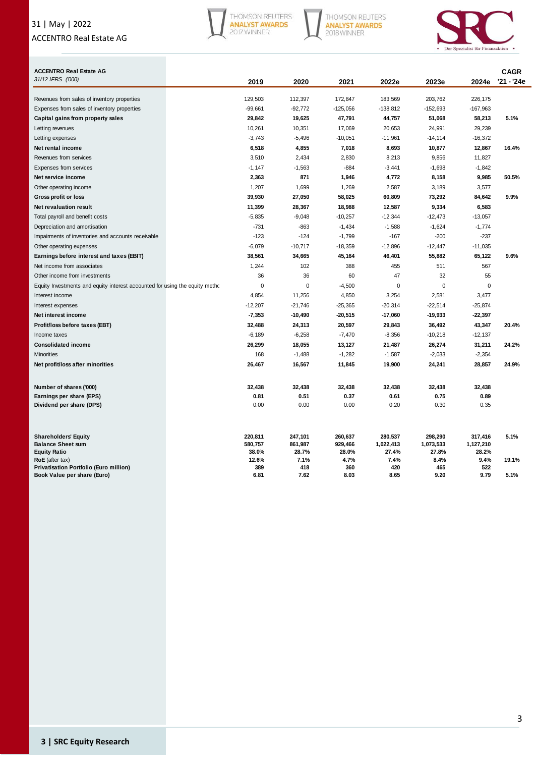| ACCENTRO Real Estate AG *31/12 IFRS ('000)* | 2019 | 2020 | 2021 | 2022e | 2023e | 2024e | CAGR '21 - '24e |
|---|---|---|---|---|---|---|---|
| Revenues from sales of inventory properties | 129,503 | 112,397 | 172,847 | 183,569 | 203,762 | 226,175 | |
| Expenses from sales of inventory properties | -99,661 | -92,772 | -125,056 | -138,812 | -152,693 | -167,963 | |
| **Capital gains from property sales** | **29,842** | **19,625** | **47,791** | **44,757** | **51,068** | **58,213** | **5.1%** |
| Letting revenues | 10,261 | 10,351 | 17,069 | 20,653 | 24,991 | 29,239 | |
| Letting expenses | -3,743 | -5,496 | -10,051 | -11,961 | -14,114 | -16,372 | |
| **Net rental income** | **6,518** | **4,855** | **7,018** | **8,693** | **10,877** | **12,867** | **16.4%** |
| Revenues from services | 3,510 | 2,434 | 2,830 | 8,213 | 9,856 | 11,827 | |
| Expenses from services | -1,147 | -1,563 | -884 | -3,441 | -1,698 | -1,842 | |
| **Net service income** | **2,363** | **871** | **1,946** | **4,772** | **8,158** | **9,985** | **50.5%** |
| Other operating income | 1,207 | 1,699 | 1,269 | 2,587 | 3,189 | 3,577 | |
| **Gross profit or loss** | **39,930** | **27,050** | **58,025** | **60,809** | **73,292** | **84,642** | **9.9%** |
| **Net revaluation result** | **11,399** | **28,367** | **18,988** | **12,587** | **9,334** | **6,583** | |
| Total payroll and benefit costs | -5,835 | -9,048 | -10,257 | -12,344 | -12,473 | -13,057 | |
| Depreciation and amortisation | -731 | -863 | -1,434 | -1,588 | -1,624 | -1,774 | |
| Impairments of inventories and accounts receivable | -123 | -124 | -1,799 | -167 | -200 | -237 | |
| Other operating expenses | -6,079 | -10,717 | -18,359 | -12,896 | -12,447 | -11,035 | |
| **Earnings before interest and taxes (EBIT)** | **38,561** | **34,665** | **45,164** | **46,401** | **55,882** | **65,122** | **9.6%** |
| Net income from associates | 1,244 | 102 | 388 | 455 | 511 | 567 | |
| Other income from investments | 36 | 36 | 60 | 47 | 32 | 55 | |
| Equity Investments and equity interest accounted for using the equity methc | 0 | 0 | -4,500 | 0 | 0 | 0 | |
| Interest income | 4,854 | 11,256 | 4,850 | 3,254 | 2,581 | 3,477 | |
| Interest expenses | -12,207 | -21,746 | -25,365 | -20,314 | -22,514 | -25,874 | |
| **Net interest income** | **-7,353** | **-10,490** | **-20,515** | **-17,060** | **-19,933** | **-22,397** | |
| **Profit/loss before taxes (EBT)** | **32,488** | **24,313** | **20,597** | **29,843** | **36,492** | **43,347** | **20.4%** |
| Income taxes | -6,189 | -6,258 | -7,470 | -8,356 | -10,218 | -12,137 | |
| **Consolidated income** | **26,299** | **18,055** | **13,127** | **21,487** | **26,274** | **31,211** | **24.2%** |
| Minorities | 168 | -1,488 | -1,282 | -1,587 | -2,033 | -2,354 | |
| **Net profit/loss after minorities** | **26,467** | **16,567** | **11,845** | **19,900** | **24,241** | **28,857** | **24.9%** |
| | | | | | | | |
| **Number of shares ('000)** | **32,438** | **32,438** | **32,438** | **32,438** | **32,438** | **32,438** | |
| **Earnings per share (EPS)** | **0.81** | **0.51** | **0.37** | **0.61** | **0.75** | **0.89** | |
| **Dividend per share (DPS)** | 0.00 | 0.00 | 0.00 | 0.20 | 0.30 | 0.35 | |
| | | | | | | | |
| **Shareholders' Equity** | **220,811** | **247,101** | **260,637** | **280,537** | **298,290** | **317,416** | **5.1%** |
| **Balance Sheet sum** | **580,757** | **861,987** | **929,466** | **1,022,413** | **1,073,533** | **1,127,210** | |
| **Equity Ratio** | **38.0%** | **28.7%** | **28.0%** | **27.4%** | **27.8%** | **28.2%** | |
| **RoE** (after tax) | **12.6%** | **7.1%** | **4.7%** | **7.4%** | **8.4%** | **9.4%** | **19.1%** |
| **Privatisation Portfolio (Euro million)** | **389** | **418** | **360** | **420** | **465** | **522** | |
| **Book Value per share (Euro)** | **6.81** | **7.62** | **8.03** | **8.65** | **9.20** | **9.79** | **5.1%** |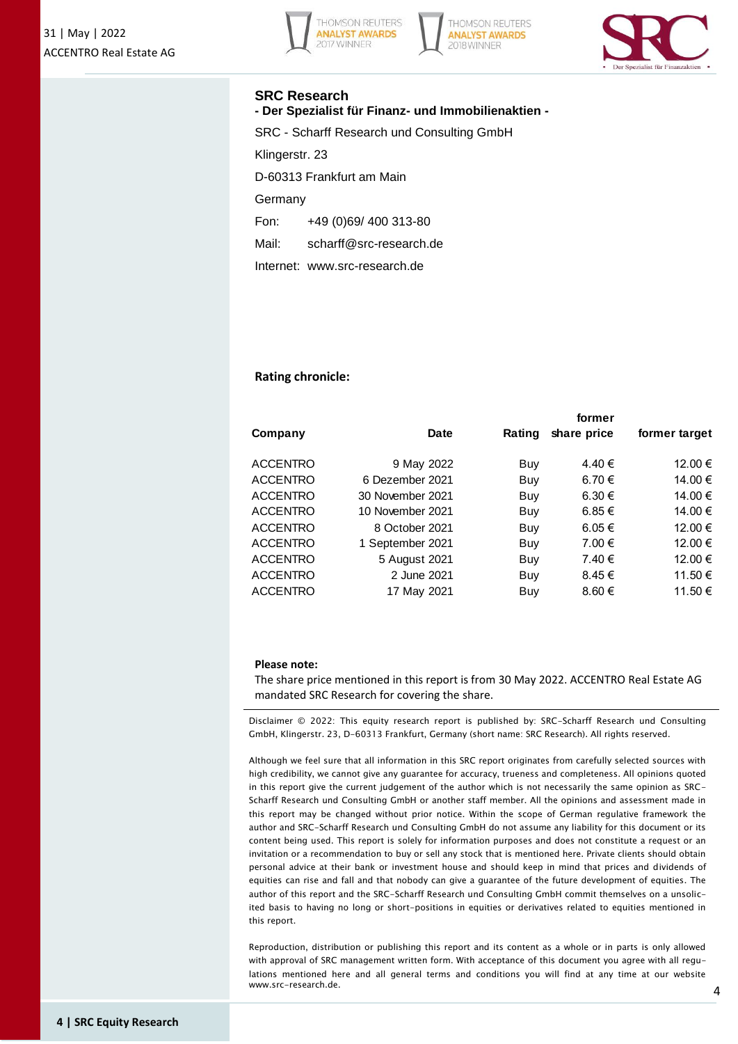## SRC Research

**- Der Spezialist für Finanz- und Immobilienaktien -**

SRC - Scharff Research und Consulting GmbH

Klingerstr. 23

D-60313 Frankfurt am Main

Germany

Fon: +49 (0)69/ 400 313-80

Mail: scharff@src-research.de

Internet: www.src-research.de

**Rating chronicle:**

| Company | Date | Rating | former share price | former target |
|---|---|---|---|---|
| ACCENTRO | 9 May 2022 | Buy | 4.40 € | 12.00 € |
| ACCENTRO | 6 Dezember 2021 | Buy | 6.70 € | 14.00 € |
| ACCENTRO | 30 November 2021 | Buy | 6.30 € | 14.00 € |
| ACCENTRO | 10 November 2021 | Buy | 6.85 € | 14.00 € |
| ACCENTRO | 8 October 2021 | Buy | 6.05 € | 12.00 € |
| ACCENTRO | 1 September 2021 | Buy | 7.00 € | 12.00 € |
| ACCENTRO | 5 August 2021 | Buy | 7.40 € | 12.00 € |
| ACCENTRO | 2 June 2021 | Buy | 8.45 € | 11.50 € |
| ACCENTRO | 17 May 2021 | Buy | 8.60 € | 11.50 € |

**Please note:**

The share price mentioned in this report is from 30 May 2022. ACCENTRO Real Estate AG mandated SRC Research for covering the share.

Disclaimer © 2022: This equity research report is published by: SRC-Scharff Research und Consulting GmbH, Klingerstr. 23, D-60313 Frankfurt, Germany (short name: SRC Research). All rights reserved.

Although we feel sure that all information in this SRC report originates from carefully selected sources with high credibility, we cannot give any guarantee for accuracy, trueness and completeness. All opinions quoted in this report give the current judgement of the author which is not necessarily the same opinion as SRC-Scharff Research und Consulting GmbH or another staff member. All the opinions and assessment made in this report may be changed without prior notice. Within the scope of German regulative framework the author and SRC-Scharff Research und Consulting GmbH do not assume any liability for this document or its content being used. This report is solely for information purposes and does not constitute a request or an invitation or a recommendation to buy or sell any stock that is mentioned here. Private clients should obtain personal advice at their bank or investment house and should keep in mind that prices and dividends of equities can rise and fall and that nobody can give a guarantee of the future development of equities. The author of this report and the SRC-Scharff Research und Consulting GmbH commit themselves on a unsolicited basis to having no long or short-positions in equities or derivatives related to equities mentioned in this report.

Reproduction, distribution or publishing this report and its content as a whole or in parts is only allowed with approval of SRC management written form. With acceptance of this document you agree with all regulations mentioned here and all general terms and conditions you will find at any time at our website www.src-research.de.